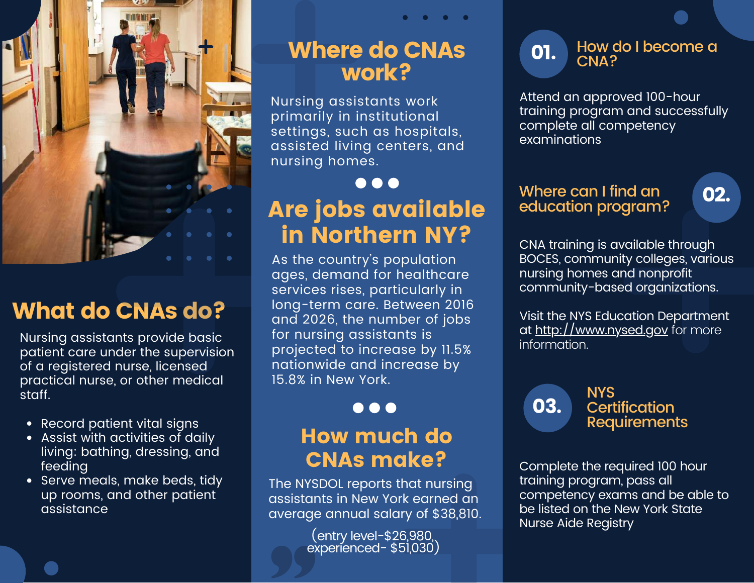## What do CNAs do?

Nursing assistants provide basic patient care under the supervision of a registered nurse, licensed practical nurse, or other medical staff.

- Record patient vital signs
- Assist with activities of daily living: bathing, dressing, and feeding
- Serve meals, make beds, tidy up rooms, and other patient assistance

## Where do CNAs work?

Nursing assistants work primarily in institutional settings, such as hospitals, assisted living centers, and nursing homes.

## Are jobs available in Northern NY?

As the country's population ages, demand for healthcare services rises, particularly in long-term care. Between 2016 and 2026, the number of jobs for nursing assistants is projected to increase by 11.5% nationwide and increase by 15.8% in New York.

## How much do CNAs make?

The NYSDOL reports that nursing assistants in New York earned an average annual salary of $38,810.

(entry level-$26,980, experienced- $51,030)

### 01. How do I become a CNA?

Attend an approved 100-hour training program and successfully complete all competency examinations

### 02. Where can I find an education program?

CNA training is available through BOCES, community colleges, various nursing homes and nonprofit community-based organizations.

Visit the NYS Education Department at http://www.nysed.gov for more information.

### 03. NYS Certification Requirements

Complete the required 100 hour training program, pass all competency exams and be able to be listed on the New York State Nurse Aide Registry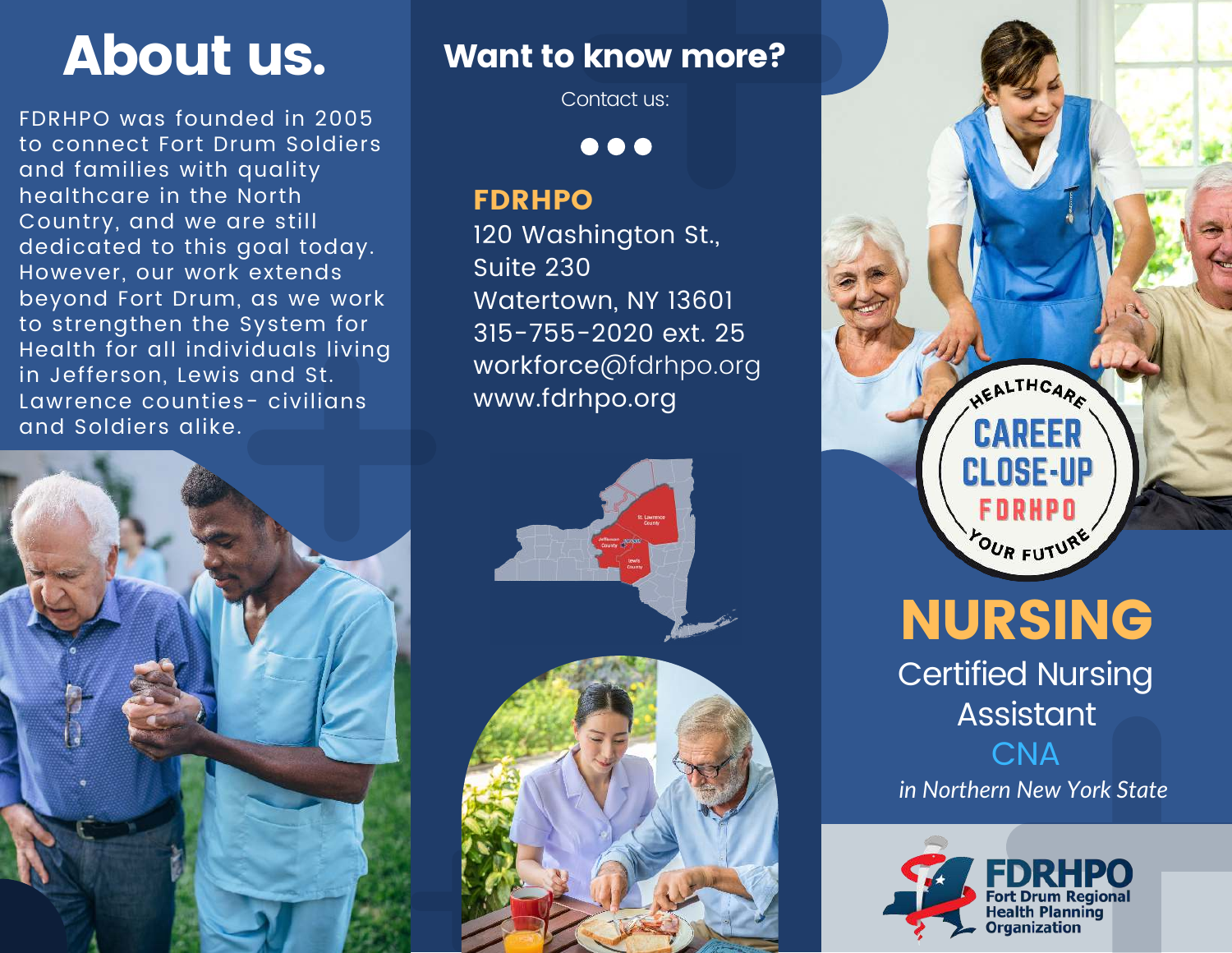# About us.

FDRHPO was founded in 2005 to connect Fort Drum Soldiers and families with quality healthcare in the North Country, and we are still dedicated to this goal today. However, our work extends beyond Fort Drum, as we work to strengthen the System for Health for all individuals living in Jefferson, Lewis and St. Lawrence counties- civilians and Soldiers alike.

## Want to know more?

Contact us:

**FDRHPO**
120 Washington St.,
Suite 230
Watertown, NY 13601
315-755-2020 ext. 25
workforce@fdrhpo.org
www.fdrhpo.org

HEALTHCARE CAREER CLOSE-UP FDRHPO YOUR FUTURE

# NURSING

## Certified Nursing Assistant

## CNA

*in Northern New York State*

**FDRHPO**
Fort Drum Regional Health Planning Organization